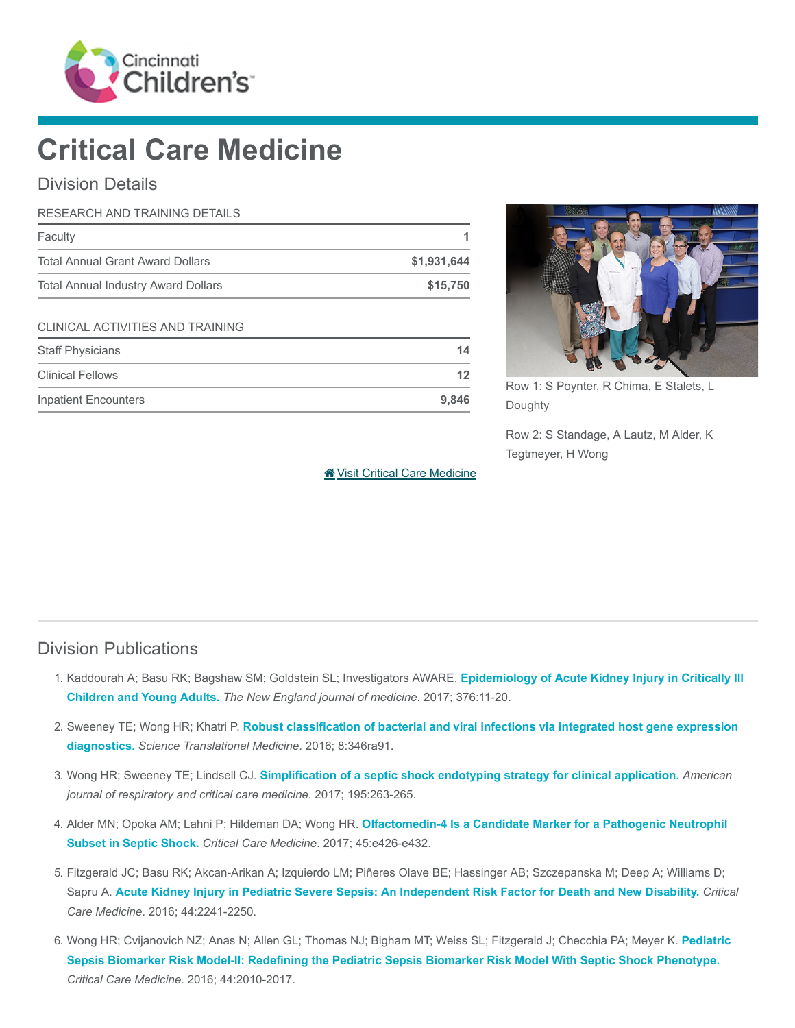# Critical Care Medicine

## Division Details

| RESEARCH AND TRAINING DETAILS | |
|---|---|
| Faculty | 1 |
| Total Annual Grant Award Dollars | $1,931,644 |
| Total Annual Industry Award Dollars | $15,750 |

| CLINICAL ACTIVITIES AND TRAINING | |
|---|---|
| Staff Physicians | 14 |
| Clinical Fellows | 12 |
| Inpatient Encounters | 9,846 |

Row 1: S Poynter, R Chima, E Stalets, L Doughty

Row 2: S Standage, A Lautz, M Alder, K Tegtmeyer, H Wong

Visit Critical Care Medicine

## Division Publications

1. Kaddourah A; Basu RK; Bagshaw SM; Goldstein SL; Investigators AWARE. **Epidemiology of Acute Kidney Injury in Critically Ill Children and Young Adults.** *The New England journal of medicine*. 2017; 376:11-20.
2. Sweeney TE; Wong HR; Khatri P. **Robust classification of bacterial and viral infections via integrated host gene expression diagnostics.** *Science Translational Medicine*. 2016; 8:346ra91.
3. Wong HR; Sweeney TE; Lindsell CJ. **Simplification of a septic shock endotyping strategy for clinical application.** *American journal of respiratory and critical care medicine*. 2017; 195:263-265.
4. Alder MN; Opoka AM; Lahni P; Hildeman DA; Wong HR. **Olfactomedin-4 Is a Candidate Marker for a Pathogenic Neutrophil Subset in Septic Shock.** *Critical Care Medicine*. 2017; 45:e426-e432.
5. Fitzgerald JC; Basu RK; Akcan-Arikan A; Izquierdo LM; Piñeres Olave BE; Hassinger AB; Szczepanska M; Deep A; Williams D; Sapru A. **Acute Kidney Injury in Pediatric Severe Sepsis: An Independent Risk Factor for Death and New Disability.** *Critical Care Medicine*. 2016; 44:2241-2250.
6. Wong HR; Cvijanovich NZ; Anas N; Allen GL; Thomas NJ; Bigham MT; Weiss SL; Fitzgerald J; Checchia PA; Meyer K. **Pediatric Sepsis Biomarker Risk Model-II: Redefining the Pediatric Sepsis Biomarker Risk Model With Septic Shock Phenotype.** *Critical Care Medicine*. 2016; 44:2010-2017.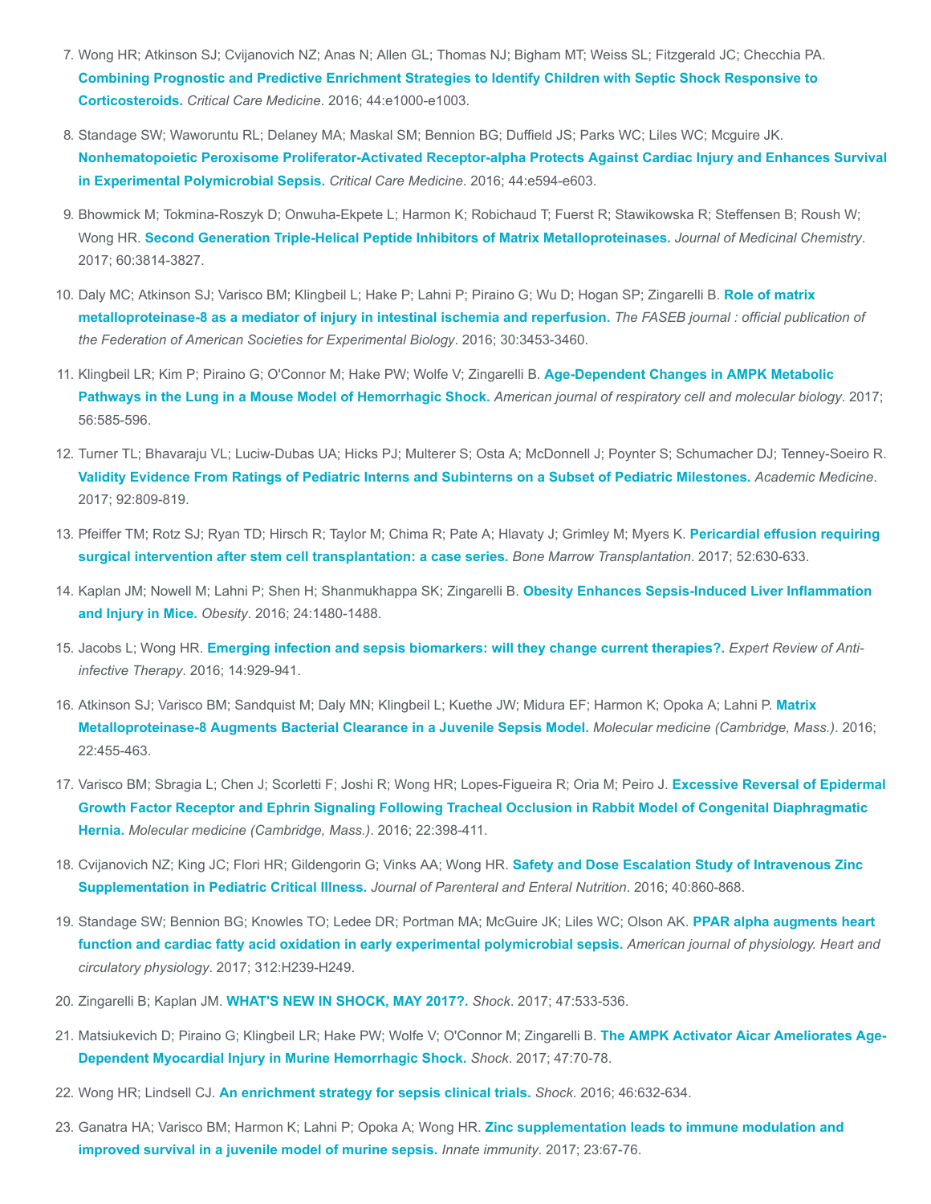7. Wong HR; Atkinson SJ; Cvijanovich NZ; Anas N; Allen GL; Thomas NJ; Bigham MT; Weiss SL; Fitzgerald JC; Checchia PA. **Combining Prognostic and Predictive Enrichment Strategies to Identify Children with Septic Shock Responsive to Corticosteroids.** *Critical Care Medicine*. 2016; 44:e1000-e1003.

8. Standage SW; Waworuntu RL; Delaney MA; Maskal SM; Bennion BG; Duffield JS; Parks WC; Liles WC; Mcguire JK. **Nonhematopoietic Peroxisome Proliferator-Activated Receptor-alpha Protects Against Cardiac Injury and Enhances Survival in Experimental Polymicrobial Sepsis.** *Critical Care Medicine*. 2016; 44:e594-e603.

9. Bhowmick M; Tokmina-Roszyk D; Onwuha-Ekpete L; Harmon K; Robichaud T; Fuerst R; Stawikowska R; Steffensen B; Roush W; Wong HR. **Second Generation Triple-Helical Peptide Inhibitors of Matrix Metalloproteinases.** *Journal of Medicinal Chemistry*. 2017; 60:3814-3827.

10. Daly MC; Atkinson SJ; Varisco BM; Klingbeil L; Hake P; Lahni P; Piraino G; Wu D; Hogan SP; Zingarelli B. **Role of matrix metalloproteinase-8 as a mediator of injury in intestinal ischemia and reperfusion.** *The FASEB journal : official publication of the Federation of American Societies for Experimental Biology*. 2016; 30:3453-3460.

11. Klingbeil LR; Kim P; Piraino G; O'Connor M; Hake PW; Wolfe V; Zingarelli B. **Age-Dependent Changes in AMPK Metabolic Pathways in the Lung in a Mouse Model of Hemorrhagic Shock.** *American journal of respiratory cell and molecular biology*. 2017; 56:585-596.

12. Turner TL; Bhavaraju VL; Luciw-Dubas UA; Hicks PJ; Multerer S; Osta A; McDonnell J; Poynter S; Schumacher DJ; Tenney-Soeiro R. **Validity Evidence From Ratings of Pediatric Interns and Subinterns on a Subset of Pediatric Milestones.** *Academic Medicine*. 2017; 92:809-819.

13. Pfeiffer TM; Rotz SJ; Ryan TD; Hirsch R; Taylor M; Chima R; Pate A; Hlavaty J; Grimley M; Myers K. **Pericardial effusion requiring surgical intervention after stem cell transplantation: a case series.** *Bone Marrow Transplantation*. 2017; 52:630-633.

14. Kaplan JM; Nowell M; Lahni P; Shen H; Shanmukhappa SK; Zingarelli B. **Obesity Enhances Sepsis-Induced Liver Inflammation and Injury in Mice.** *Obesity*. 2016; 24:1480-1488.

15. Jacobs L; Wong HR. **Emerging infection and sepsis biomarkers: will they change current therapies?.** *Expert Review of Anti-infective Therapy*. 2016; 14:929-941.

16. Atkinson SJ; Varisco BM; Sandquist M; Daly MN; Klingbeil L; Kuethe JW; Midura EF; Harmon K; Opoka A; Lahni P. **Matrix Metalloproteinase-8 Augments Bacterial Clearance in a Juvenile Sepsis Model.** *Molecular medicine (Cambridge, Mass.)*. 2016; 22:455-463.

17. Varisco BM; Sbragia L; Chen J; Scorletti F; Joshi R; Wong HR; Lopes-Figueira R; Oria M; Peiro J. **Excessive Reversal of Epidermal Growth Factor Receptor and Ephrin Signaling Following Tracheal Occlusion in Rabbit Model of Congenital Diaphragmatic Hernia.** *Molecular medicine (Cambridge, Mass.)*. 2016; 22:398-411.

18. Cvijanovich NZ; King JC; Flori HR; Gildengorin G; Vinks AA; Wong HR. **Safety and Dose Escalation Study of Intravenous Zinc Supplementation in Pediatric Critical Illness.** *Journal of Parenteral and Enteral Nutrition*. 2016; 40:860-868.

19. Standage SW; Bennion BG; Knowles TO; Ledee DR; Portman MA; McGuire JK; Liles WC; Olson AK. **PPAR alpha augments heart function and cardiac fatty acid oxidation in early experimental polymicrobial sepsis.** *American journal of physiology. Heart and circulatory physiology*. 2017; 312:H239-H249.

20. Zingarelli B; Kaplan JM. **WHAT'S NEW IN SHOCK, MAY 2017?.** *Shock*. 2017; 47:533-536.

21. Matsiukevich D; Piraino G; Klingbeil LR; Hake PW; Wolfe V; O'Connor M; Zingarelli B. **The AMPK Activator Aicar Ameliorates Age-Dependent Myocardial Injury in Murine Hemorrhagic Shock.** *Shock*. 2017; 47:70-78.

22. Wong HR; Lindsell CJ. **An enrichment strategy for sepsis clinical trials.** *Shock*. 2016; 46:632-634.

23. Ganatra HA; Varisco BM; Harmon K; Lahni P; Opoka A; Wong HR. **Zinc supplementation leads to immune modulation and improved survival in a juvenile model of murine sepsis.** *Innate immunity*. 2017; 23:67-76.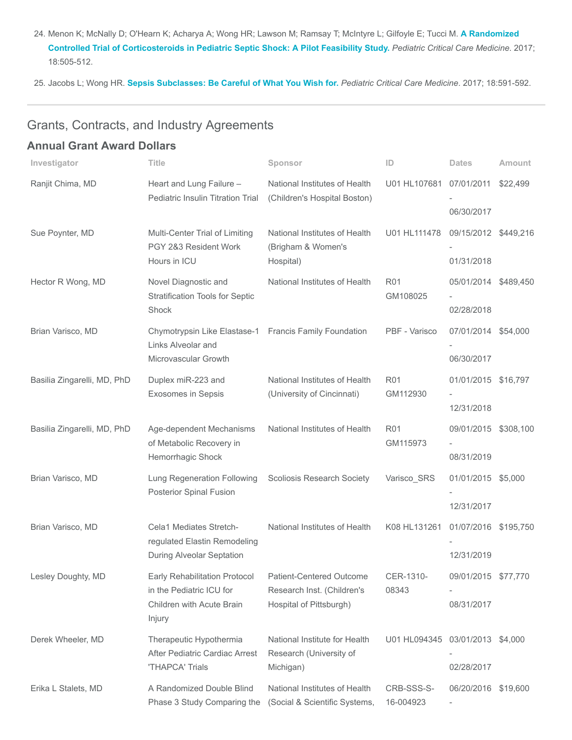24. Menon K; McNally D; O'Hearn K; Acharya A; Wong HR; Lawson M; Ramsay T; McIntyre L; Gilfoyle E; Tucci M. **A Randomized Controlled Trial of Corticosteroids in Pediatric Septic Shock: A Pilot Feasibility Study.** *Pediatric Critical Care Medicine*. 2017; 18:505-512.

25. Jacobs L; Wong HR. **Sepsis Subclasses: Be Careful of What You Wish for.** *Pediatric Critical Care Medicine*. 2017; 18:591-592.

## Grants, Contracts, and Industry Agreements

### Annual Grant Award Dollars

| Investigator | Title | Sponsor | ID | Dates | Amount |
|---|---|---|---|---|---|
| Ranjit Chima, MD | Heart and Lung Failure – Pediatric Insulin Titration Trial | National Institutes of Health (Children's Hospital Boston) | U01 HL107681 | 07/01/2011 - 06/30/2017 | $22,499 |
| Sue Poynter, MD | Multi-Center Trial of Limiting PGY 2&3 Resident Work Hours in ICU | National Institutes of Health (Brigham & Women's Hospital) | U01 HL111478 | 09/15/2012 - 01/31/2018 | $449,216 |
| Hector R Wong, MD | Novel Diagnostic and Stratification Tools for Septic Shock | National Institutes of Health | R01 GM108025 | 05/01/2014 - 02/28/2018 | $489,450 |
| Brian Varisco, MD | Chymotrypsin Like Elastase-1 Links Alveolar and Microvascular Growth | Francis Family Foundation | PBF - Varisco | 07/01/2014 - 06/30/2017 | $54,000 |
| Basilia Zingarelli, MD, PhD | Duplex miR-223 and Exosomes in Sepsis | National Institutes of Health (University of Cincinnati) | R01 GM112930 | 01/01/2015 - 12/31/2018 | $16,797 |
| Basilia Zingarelli, MD, PhD | Age-dependent Mechanisms of Metabolic Recovery in Hemorrhagic Shock | National Institutes of Health | R01 GM115973 | 09/01/2015 - 08/31/2019 | $308,100 |
| Brian Varisco, MD | Lung Regeneration Following Posterior Spinal Fusion | Scoliosis Research Society | Varisco_SRS | 01/01/2015 - 12/31/2017 | $5,000 |
| Brian Varisco, MD | Cela1 Mediates Stretch-regulated Elastin Remodeling During Alveolar Septation | National Institutes of Health | K08 HL131261 | 01/07/2016 - 12/31/2019 | $195,750 |
| Lesley Doughty, MD | Early Rehabilitation Protocol in the Pediatric ICU for Children with Acute Brain Injury | Patient-Centered Outcome Research Inst. (Children's Hospital of Pittsburgh) | CER-1310-08343 | 09/01/2015 - 08/31/2017 | $77,770 |
| Derek Wheeler, MD | Therapeutic Hypothermia After Pediatric Cardiac Arrest 'THAPCA' Trials | National Institute for Health Research (University of Michigan) | U01 HL094345 | 03/01/2013 - 02/28/2017 | $4,000 |
| Erika L Stalets, MD | A Randomized Double Blind Phase 3 Study Comparing the | National Institutes of Health (Social & Scientific Systems, | CRB-SSS-S-16-004923 | 06/20/2016 - | $19,600 |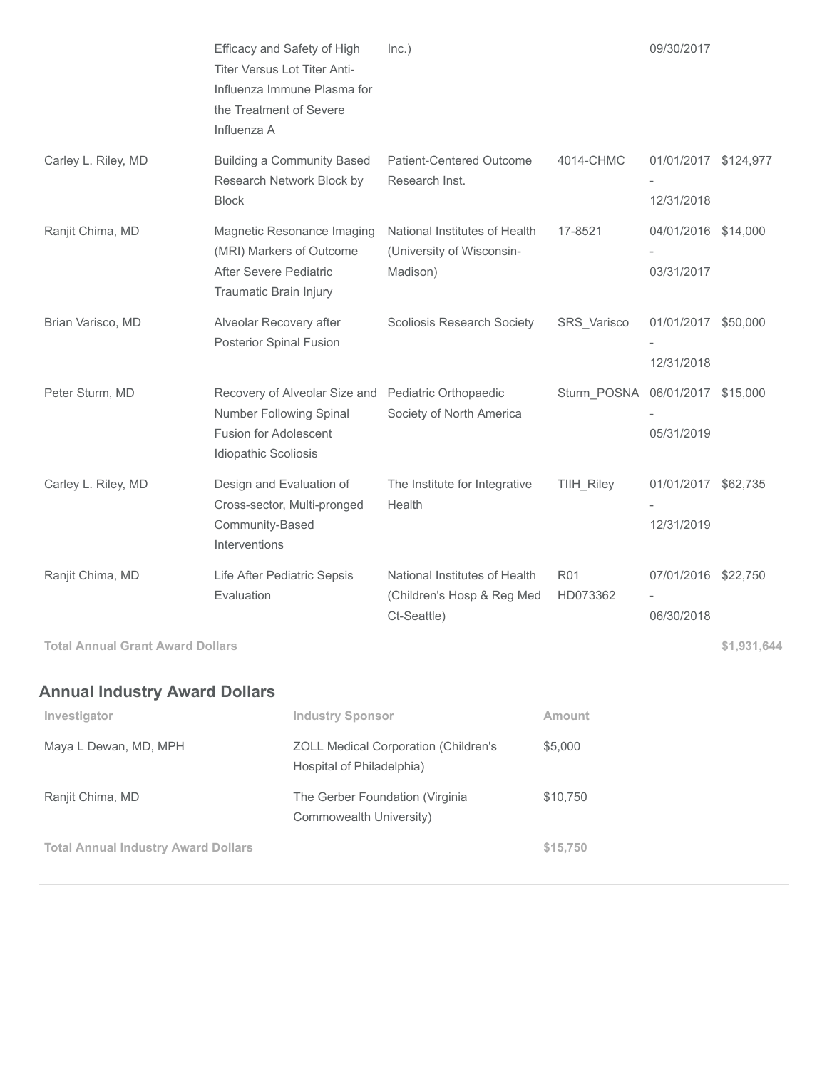| | | | | | |
|---|---|---|---|---|---|
| | Efficacy and Safety of High Titer Versus Lot Titer Anti-Influenza Immune Plasma for the Treatment of Severe Influenza A | Inc.) | | 09/30/2017 | |
| Carley L. Riley, MD | Building a Community Based Research Network Block by Block | Patient-Centered Outcome Research Inst. | 4014-CHMC | 01/01/2017 - 12/31/2018 | $124,977 |
| Ranjit Chima, MD | Magnetic Resonance Imaging (MRI) Markers of Outcome After Severe Pediatric Traumatic Brain Injury | National Institutes of Health (University of Wisconsin-Madison) | 17-8521 | 04/01/2016 - 03/31/2017 | $14,000 |
| Brian Varisco, MD | Alveolar Recovery after Posterior Spinal Fusion | Scoliosis Research Society | SRS_Varisco | 01/01/2017 - 12/31/2018 | $50,000 |
| Peter Sturm, MD | Recovery of Alveolar Size and Number Following Spinal Fusion for Adolescent Idiopathic Scoliosis | Pediatric Orthopaedic Society of North America | Sturm_POSNA | 06/01/2017 - 05/31/2019 | $15,000 |
| Carley L. Riley, MD | Design and Evaluation of Cross-sector, Multi-pronged Community-Based Interventions | The Institute for Integrative Health | TIIH_Riley | 01/01/2017 - 12/31/2019 | $62,735 |
| Ranjit Chima, MD | Life After Pediatric Sepsis Evaluation | National Institutes of Health (Children's Hosp & Reg Med Ct-Seattle) | R01 HD073362 | 07/01/2016 - 06/30/2018 | $22,750 |
| **Total Annual Grant Award Dollars** | | | | | **$1,931,644** |

## Annual Industry Award Dollars

| Investigator | Industry Sponsor | Amount |
|---|---|---|
| Maya L Dewan, MD, MPH | ZOLL Medical Corporation (Children's Hospital of Philadelphia) | $5,000 |
| Ranjit Chima, MD | The Gerber Foundation (Virginia Commowealth University) | $10,750 |
| **Total Annual Industry Award Dollars** | | **$15,750** |